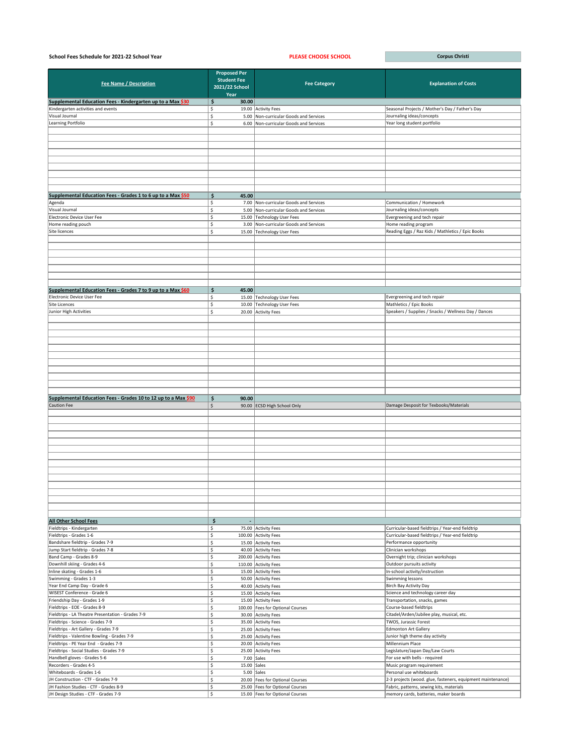**School Fees Schedule for 2021-22 School Year**

**PLEASE CHOOSE SCHOOL** — **Corpus Christi**

| Fee Name / Description | Proposed Per Student Fee 2021/22 School Year | Fee Category | Explanation of Costs |
|---|---|---|---|
| **Supplemental Education Fees - Kindergarten up to a Max $30** | $ 30.00 | | |
| Kindergarten activities and events | $ 19.00 | Activity Fees | Seasonal Projects / Mother's Day / Father's Day |
| Visual Journal | $ 5.00 | Non-curricular Goods and Services | Journaling ideas/concepts |
| Learning Portfolio | $ 6.00 | Non-curricular Goods and Services | Year long student portfolio |
| **Supplemental Education Fees - Grades 1 to 6 up to a Max $50** | $ 45.00 | | |
| Agenda | $ 7.00 | Non-curricular Goods and Services | Communication / Homework |
| Visual Journal | $ 5.00 | Non-curricular Goods and Services | Journaling ideas/concepts |
| Electronic Device User Fee | $ 15.00 | Technology User Fees | Evergreening and tech repair |
| Home reading pouch | $ 3.00 | Non-curricular Goods and Services | Home reading program |
| Site licences | $ 15.00 | Technology User Fees | Reading Eggs / Raz Kids / Mathletics / Epic Books |
| **Supplemental Education Fees - Grades 7 to 9 up to a Max $60** | $ 45.00 | | |
| Electronic Device User Fee | $ 15.00 | Technology User Fees | Evergreening and tech repair |
| Site Licences | $ 10.00 | Technology User Fees | Mathletics / Epic Books |
| Junior High Activities | $ 20.00 | Activity Fees | Speakers / Supplies / Snacks / Wellness Day / Dances |
| **Supplemental Education Fees - Grades 10 to 12 up to a Max $90** | $ 90.00 | | |
| Caution Fee | $ 90.00 | ECSD High School Only | Damage Desposit for Texbooks/Materials |
| **All Other School Fees** | $ - | | |
| Fieldtrips - Kindergarten | $ 75.00 | Activity Fees | Curricular-based fieldtrips / Year-end fieldtrip |
| Fieldtrips - Grades 1-6 | $ 100.00 | Activity Fees | Curricular-based fieldtrips / Year-end fieldtrip |
| Bandshare fieldtrip - Grades 7-9 | $ 15.00 | Activity Fees | Performance opportunity |
| Jump Start fieldtrip - Grades 7-8 | $ 40.00 | Activity Fees | Clinician workshops |
| Band Camp - Grades 8-9 | $ 200.00 | Activity Fees | Overnight trip; clinician workshops |
| Downhill skiing - Grades 4-6 | $ 110.00 | Activity Fees | Outdoor pursuits activity |
| Inline skating - Grades 1-6 | $ 15.00 | Activity Fees | In-school activity/instruction |
| Swimming - Grades 1-3 | $ 50.00 | Activity Fees | Swimming lessons |
| Year End Camp Day - Grade 6 | $ 40.00 | Activity Fees | Birch Bay Activity Day |
| WISEST Conference - Grade 6 | $ 15.00 | Activity Fees | Science and technology career day |
| Friendship Day - Grades 1-9 | $ 15.00 | Activity Fees | Transportation, snacks, games |
| Fieldtrips - EOE - Grades 8-9 | $ 100.00 | Fees for Optional Courses | Course-based fieldtrips |
| Fieldtrips - LA Theatre Presentation - Grades 7-9 | $ 30.00 | Activity Fees | Citadel/Arden/Jubilee play, musical, etc. |
| Fieldtrips - Science - Grades 7-9 | $ 35.00 | Activity Fees | TWOS, Jurassic Forest |
| Fieldtrips - Art Gallery - Grades 7-9 | $ 25.00 | Activity Fees | Edmonton Art Gallery |
| Fieldtrips - Valentine Bowling - Grades 7-9 | $ 25.00 | Activity Fees | Junior high theme day activity |
| Fieldtrips - PE Year End - Grades 7-9 | $ 20.00 | Activity Fees | Millennium Place |
| Fieldtrips - Social Studies - Grades 7-9 | $ 25.00 | Activity Fees | Legislature/Law Day/Law Courts |
| Handbell gloves - Grades 5-6 | $ 7.00 | Sales | For use with bells - required |
| Recorders - Grades 4-5 | $ 15.00 | Sales | Music program requirement |
| Whiteboards - Grades 1-6 | $ 5.00 | Sales | Personal use whiteboards |
| JH Construction - CTF - Grades 7-9 | $ 20.00 | Fees for Optional Courses | 2-3 projects (wood. glue, fasteners, equipment maintenance) |
| JH Fashion Studies - CTF - Grades 8-9 | $ 25.00 | Fees for Optional Courses | Fabric, patterns, sewing kits, materials |
| JH Design Studies - CTF - Grades 7-9 | $ 15.00 | Fees for Optional Courses | memory cards, batteries, maker boards |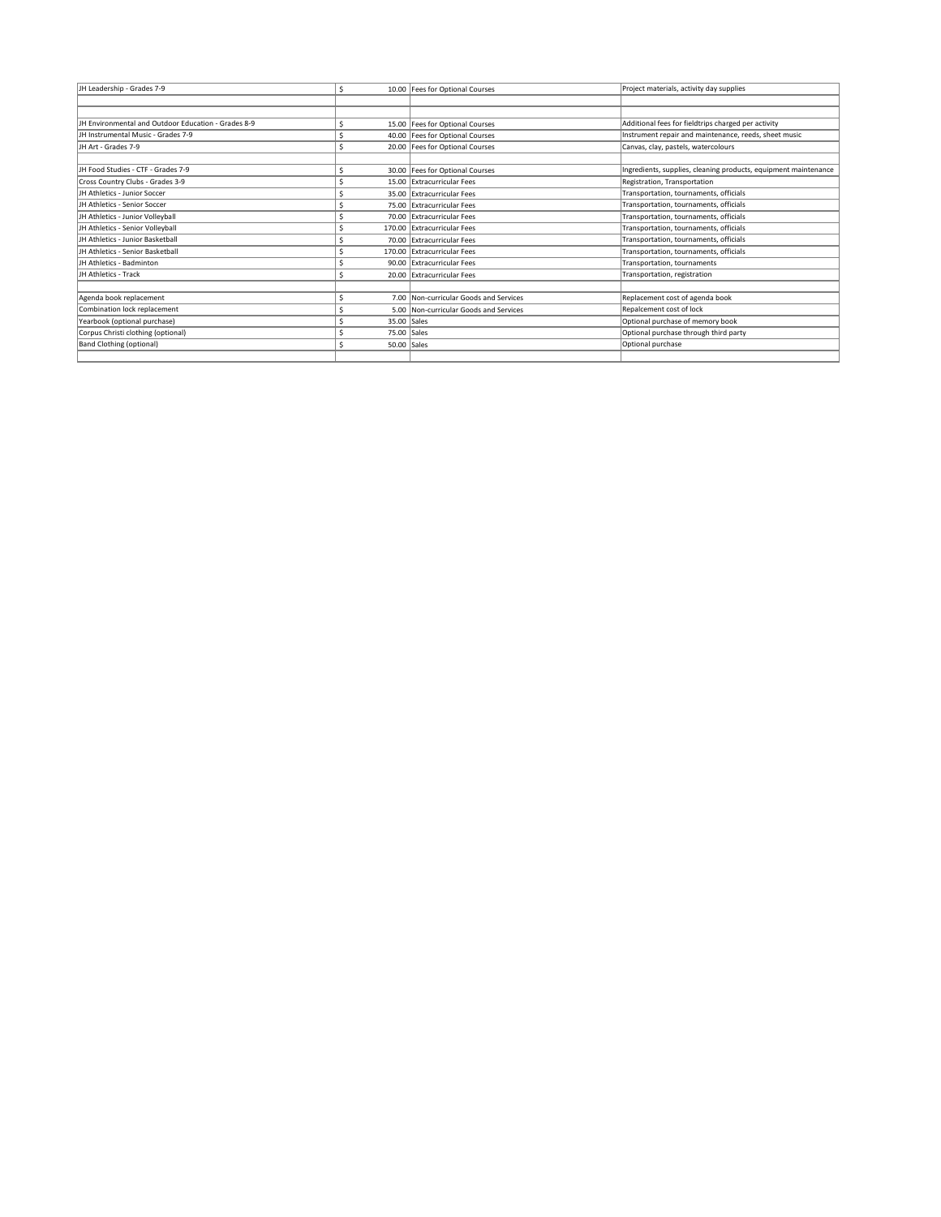| | | | |
|---|---|---|---|
| JH Leadership - Grades 7-9 | $ 10.00 | Fees for Optional Courses | Project materials, activity day supplies |
| | | | |
| | | | |
| JH Environmental and Outdoor Education - Grades 8-9 | $ 15.00 | Fees for Optional Courses | Additional fees for fieldtrips charged per activity |
| JH Instrumental Music - Grades 7-9 | $ 40.00 | Fees for Optional Courses | Instrument repair and maintenance, reeds, sheet music |
| JH Art - Grades 7-9 | $ 20.00 | Fees for Optional Courses | Canvas, clay, pastels, watercolours |
| | | | |
| JH Food Studies - CTF - Grades 7-9 | $ 30.00 | Fees for Optional Courses | Ingredients, supplies, cleaning products, equipment maintenance |
| Cross Country Clubs - Grades 3-9 | $ 15.00 | Extracurricular Fees | Registration, Transportation |
| JH Athletics - Junior Soccer | $ 35.00 | Extracurricular Fees | Transportation, tournaments, officials |
| JH Athletics - Senior Soccer | $ 75.00 | Extracurricular Fees | Transportation, tournaments, officials |
| JH Athletics - Junior Volleyball | $ 70.00 | Extracurricular Fees | Transportation, tournaments, officials |
| JH Athletics - Senior Volleyball | $ 170.00 | Extracurricular Fees | Transportation, tournaments, officials |
| JH Athletics - Junior Basketball | $ 70.00 | Extracurricular Fees | Transportation, tournaments, officials |
| JH Athletics - Senior Basketball | $ 170.00 | Extracurricular Fees | Transportation, tournaments, officials |
| JH Athletics - Badminton | $ 90.00 | Extracurricular Fees | Transportation, tournaments |
| JH Athletics - Track | $ 20.00 | Extracurricular Fees | Transportation, registration |
| | | | |
| Agenda book replacement | $ 7.00 | Non-curricular Goods and Services | Replacement cost of agenda book |
| Combination lock replacement | $ 5.00 | Non-curricular Goods and Services | Repalcement cost of lock |
| Yearbook (optional purchase) | $ 35.00 | Sales | Optional purchase of memory book |
| Corpus Christi clothing (optional) | $ 75.00 | Sales | Optional purchase through third party |
| Band Clothing (optional) | $ 50.00 | Sales | Optional purchase |
| | | | |